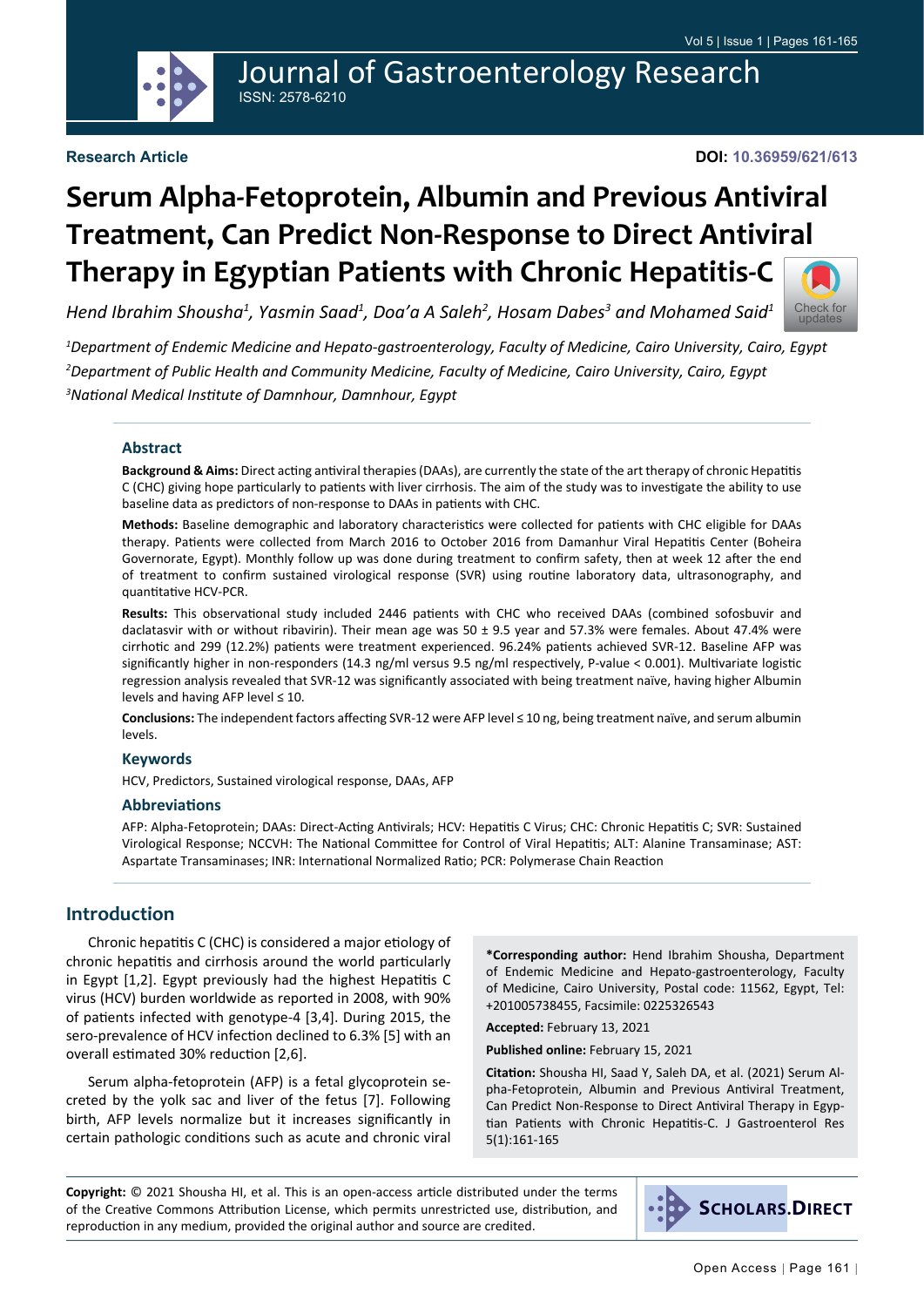Journal of Gastroenterology Research

ISSN: 2578-6210

**Research Article**

**DOI: 10.36959/621/613**

# Serum Alpha-Fetoprotein, Albumin and Previous Antiviral Treatment, Can Predict Non-Response to Direct Antiviral Therapy in Egyptian Patients with Chronic Hepatitis-C

*Hend Ibrahim Shousha[1], Yasmin Saad[1], Doa'a A Saleh[2], Hosam Dabes[3] and Mohamed Said[1]*

*[1]Department of Endemic Medicine and Hepato-gastroenterology, Faculty of Medicine, Cairo University, Cairo, Egypt*

*[2]Department of Public Health and Community Medicine, Faculty of Medicine, Cairo University, Cairo, Egypt*

*[3]National Medical Institute of Damnhour, Damnhour, Egypt*

## Abstract

**Background & Aims:** Direct acting antiviral therapies (DAAs), are currently the state of the art therapy of chronic Hepatitis C (CHC) giving hope particularly to patients with liver cirrhosis. The aim of the study was to investigate the ability to use baseline data as predictors of non-response to DAAs in patients with CHC.

**Methods:** Baseline demographic and laboratory characteristics were collected for patients with CHC eligible for DAAs therapy. Patients were collected from March 2016 to October 2016 from Damanhur Viral Hepatitis Center (Boheira Governorate, Egypt). Monthly follow up was done during treatment to confirm safety, then at week 12 after the end of treatment to confirm sustained virological response (SVR) using routine laboratory data, ultrasonography, and quantitative HCV-PCR.

**Results:** This observational study included 2446 patients with CHC who received DAAs (combined sofosbuvir and daclatasvir with or without ribavirin). Their mean age was 50 ± 9.5 year and 57.3% were females. About 47.4% were cirrhotic and 299 (12.2%) patients were treatment experienced. 96.24% patients achieved SVR-12. Baseline AFP was significantly higher in non-responders (14.3 ng/ml versus 9.5 ng/ml respectively, P-value < 0.001). Multivariate logistic regression analysis revealed that SVR-12 was significantly associated with being treatment naïve, having higher Albumin levels and having AFP level ≤ 10.

**Conclusions:** The independent factors affecting SVR-12 were AFP level ≤ 10 ng, being treatment naïve, and serum albumin levels.

## Keywords

HCV, Predictors, Sustained virological response, DAAs, AFP

## Abbreviations

AFP: Alpha-Fetoprotein; DAAs: Direct-Acting Antivirals; HCV: Hepatitis C Virus; CHC: Chronic Hepatitis C; SVR: Sustained Virological Response; NCCVH: The National Committee for Control of Viral Hepatitis; ALT: Alanine Transaminase; AST: Aspartate Transaminases; INR: International Normalized Ratio; PCR: Polymerase Chain Reaction

## Introduction

Chronic hepatitis C (CHC) is considered a major etiology of chronic hepatitis and cirrhosis around the world particularly in Egypt [1,2]. Egypt previously had the highest Hepatitis C virus (HCV) burden worldwide as reported in 2008, with 90% of patients infected with genotype-4 [3,4]. During 2015, the sero-prevalence of HCV infection declined to 6.3% [5] with an overall estimated 30% reduction [2,6].

Serum alpha-fetoprotein (AFP) is a fetal glycoprotein secreted by the yolk sac and liver of the fetus [7]. Following birth, AFP levels normalize but it increases significantly in certain pathologic conditions such as acute and chronic viral

**\*Corresponding author:** Hend Ibrahim Shousha, Department of Endemic Medicine and Hepato-gastroenterology, Faculty of Medicine, Cairo University, Postal code: 11562, Egypt, Tel: +201005738455, Facsimile: 0225326543

**Accepted:** February 13, 2021

**Published online:** February 15, 2021

**Citation:** Shousha HI, Saad Y, Saleh DA, et al. (2021) Serum Alpha-Fetoprotein, Albumin and Previous Antiviral Treatment, Can Predict Non-Response to Direct Antiviral Therapy in Egyptian Patients with Chronic Hepatitis-C. J Gastroenterol Res 5(1):161-165

**Copyright:** © 2021 Shousha HI, et al. This is an open-access article distributed under the terms of the Creative Commons Attribution License, which permits unrestricted use, distribution, and reproduction in any medium, provided the original author and source are credited.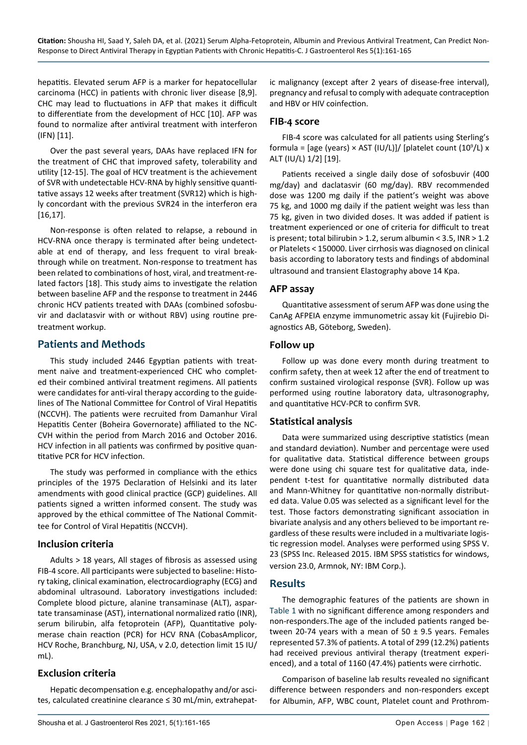hepatitis. Elevated serum AFP is a marker for hepatocellular carcinoma (HCC) in patients with chronic liver disease [8,9]. CHC may lead to fluctuations in AFP that makes it difficult to differentiate from the development of HCC [10]. AFP was found to normalize after antiviral treatment with interferon (IFN) [11].

Over the past several years, DAAs have replaced IFN for the treatment of CHC that improved safety, tolerability and utility [12-15]. The goal of HCV treatment is the achievement of SVR with undetectable HCV-RNA by highly sensitive quantitative assays 12 weeks after treatment (SVR12) which is highly concordant with the previous SVR24 in the interferon era [16,17].

Non-response is often related to relapse, a rebound in HCV-RNA once therapy is terminated after being undetectable at end of therapy, and less frequent to viral breakthrough while on treatment. Non-response to treatment has been related to combinations of host, viral, and treatment-related factors [18]. This study aims to investigate the relation between baseline AFP and the response to treatment in 2446 chronic HCV patients treated with DAAs (combined sofosbuvir and daclatasvir with or without RBV) using routine pretreatment workup.

## Patients and Methods

This study included 2446 Egyptian patients with treatment naive and treatment-experienced CHC who completed their combined antiviral treatment regimens. All patients were candidates for anti-viral therapy according to the guidelines of The National Committee for Control of Viral Hepatitis (NCCVH). The patients were recruited from Damanhur Viral Hepatitis Center (Boheira Governorate) affiliated to the NCCVH within the period from March 2016 and October 2016. HCV infection in all patients was confirmed by positive quantitative PCR for HCV infection.

The study was performed in compliance with the ethics principles of the 1975 Declaration of Helsinki and its later amendments with good clinical practice (GCP) guidelines. All patients signed a written informed consent. The study was approved by the ethical committee of The National Committee for Control of Viral Hepatitis (NCCVH).

### Inclusion criteria

Adults > 18 years, All stages of fibrosis as assessed using FIB-4 score. All participants were subjected to baseline: History taking, clinical examination, electrocardiography (ECG) and abdominal ultrasound. Laboratory investigations included: Complete blood picture, alanine transaminase (ALT), aspartate transaminase (AST), international normalized ratio (INR), serum bilirubin, alfa fetoprotein (AFP), Quantitative polymerase chain reaction (PCR) for HCV RNA (CobasAmplicor, HCV Roche, Branchburg, NJ, USA, v 2.0, detection limit 15 IU/mL).

### Exclusion criteria

Hepatic decompensation e.g. encephalopathy and/or ascites, calculated creatinine clearance ≤ 30 mL/min, extrahepatic malignancy (except after 2 years of disease-free interval), pregnancy and refusal to comply with adequate contraception and HBV or HIV coinfection.

### FIB-4 score

FIB-4 score was calculated for all patients using Sterling's formula = [age (years) × AST (IU/L)]/ [platelet count ($10^9$/L) x ALT (IU/L) 1/2] [19].

Patients received a single daily dose of sofosbuvir (400 mg/day) and daclatasvir (60 mg/day). RBV recommended dose was 1200 mg daily if the patient's weight was above 75 kg, and 1000 mg daily if the patient weight was less than 75 kg, given in two divided doses. It was added if patient is treatment experienced or one of criteria for difficult to treat is present; total bilirubin > 1.2, serum albumin < 3.5, INR > 1.2 or Platelets < 150000. Liver cirrhosis was diagnosed on clinical basis according to laboratory tests and findings of abdominal ultrasound and transient Elastography above 14 Kpa.

### AFP assay

Quantitative assessment of serum AFP was done using the CanAg AFPEIA enzyme immunometric assay kit (Fujirebio Diagnostics AB, Göteborg, Sweden).

### Follow up

Follow up was done every month during treatment to confirm safety, then at week 12 after the end of treatment to confirm sustained virological response (SVR). Follow up was performed using routine laboratory data, ultrasonography, and quantitative HCV-PCR to confirm SVR.

### Statistical analysis

Data were summarized using descriptive statistics (mean and standard deviation). Number and percentage were used for qualitative data. Statistical difference between groups were done using chi square test for qualitative data, independent t-test for quantitative normally distributed data and Mann-Whitney for quantitative non-normally distributed data. Value 0.05 was selected as a significant level for the test. Those factors demonstrating significant association in bivariate analysis and any others believed to be important regardless of these results were included in a multivariate logistic regression model. Analyses were performed using SPSS V. 23 (SPSS Inc. Released 2015. IBM SPSS statistics for windows, version 23.0, Armnok, NY: IBM Corp.).

## Results

The demographic features of the patients are shown in Table 1 with no significant difference among responders and non-responders.The age of the included patients ranged between 20-74 years with a mean of 50 ± 9.5 years. Females represented 57.3% of patients. A total of 299 (12.2%) patients had received previous antiviral therapy (treatment experienced), and a total of 1160 (47.4%) patients were cirrhotic.

Comparison of baseline lab results revealed no significant difference between responders and non-responders except for Albumin, AFP, WBC count, Platelet count and Prothrom-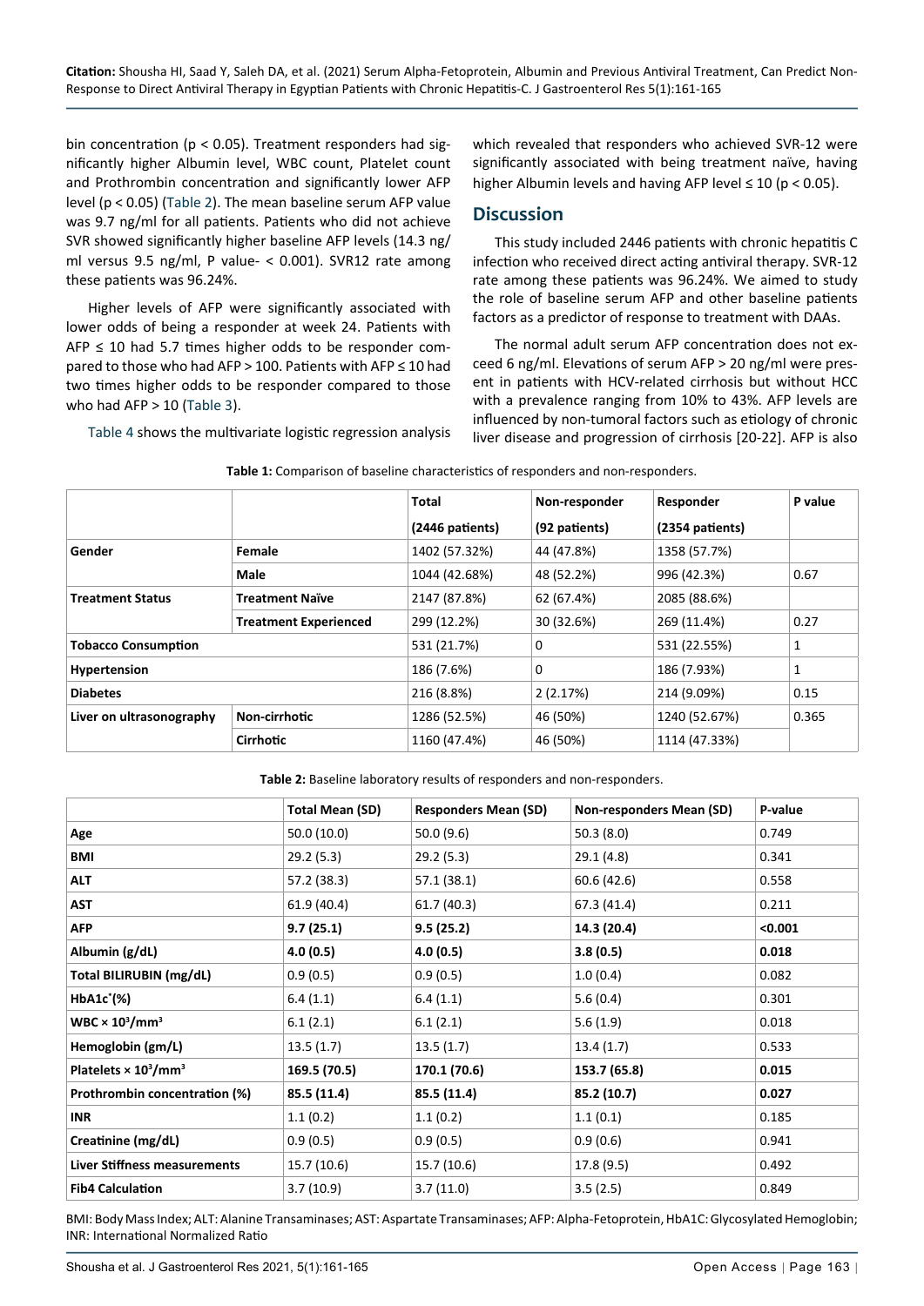bin concentration ($p < 0.05$). Treatment responders had significantly higher Albumin level, WBC count, Platelet count and Prothrombin concentration and significantly lower AFP level ($p < 0.05$) (Table 2). The mean baseline serum AFP value was 9.7 ng/ml for all patients. Patients who did not achieve SVR showed significantly higher baseline AFP levels (14.3 ng/ml versus 9.5 ng/ml, P value- < 0.001). SVR12 rate among these patients was 96.24%.

Higher levels of AFP were significantly associated with lower odds of being a responder at week 24. Patients with AFP ≤ 10 had 5.7 times higher odds to be responder compared to those who had AFP > 100. Patients with AFP ≤ 10 had two times higher odds to be responder compared to those who had AFP > 10 (Table 3).

Table 4 shows the multivariate logistic regression analysis which revealed that responders who achieved SVR-12 were significantly associated with being treatment naïve, having higher Albumin levels and having AFP level ≤ 10 ($p < 0.05$).

## Discussion

This study included 2446 patients with chronic hepatitis C infection who received direct acting antiviral therapy. SVR-12 rate among these patients was 96.24%. We aimed to study the role of baseline serum AFP and other baseline patients factors as a predictor of response to treatment with DAAs.

The normal adult serum AFP concentration does not exceed 6 ng/ml. Elevations of serum AFP > 20 ng/ml were present in patients with HCV-related cirrhosis but without HCC with a prevalence ranging from 10% to 43%. AFP levels are influenced by non-tumoral factors such as etiology of chronic liver disease and progression of cirrhosis [20-22]. AFP is also

**Table 1:** Comparison of baseline characteristics of responders and non-responders.

| | | Total (2446 patients) | Non-responder (92 patients) | Responder (2354 patients) | P value |
|---|---|---|---|---|---|
| **Gender** | **Female** | 1402 (57.32%) | 44 (47.8%) | 1358 (57.7%) | |
| | **Male** | 1044 (42.68%) | 48 (52.2%) | 996 (42.3%) | 0.67 |
| **Treatment Status** | **Treatment Naïve** | 2147 (87.8%) | 62 (67.4%) | 2085 (88.6%) | |
| | **Treatment Experienced** | 299 (12.2%) | 30 (32.6%) | 269 (11.4%) | 0.27 |
| **Tobacco Consumption** | | 531 (21.7%) | 0 | 531 (22.55%) | 1 |
| **Hypertension** | | 186 (7.6%) | 0 | 186 (7.93%) | 1 |
| **Diabetes** | | 216 (8.8%) | 2 (2.17%) | 214 (9.09%) | 0.15 |
| **Liver on ultrasonography** | **Non-cirrhotic** | 1286 (52.5%) | 46 (50%) | 1240 (52.67%) | 0.365 |
| | **Cirrhotic** | 1160 (47.4%) | 46 (50%) | 1114 (47.33%) | |

**Table 2:** Baseline laboratory results of responders and non-responders.

| | Total Mean (SD) | Responders Mean (SD) | Non-responders Mean (SD) | P-value |
|---|---|---|---|---|
| **Age** | 50.0 (10.0) | 50.0 (9.6) | 50.3 (8.0) | 0.749 |
| **BMI** | 29.2 (5.3) | 29.2 (5.3) | 29.1 (4.8) | 0.341 |
| **ALT** | 57.2 (38.3) | 57.1 (38.1) | 60.6 (42.6) | 0.558 |
| **AST** | 61.9 (40.4) | 61.7 (40.3) | 67.3 (41.4) | 0.211 |
| **AFP** | **9.7 (25.1)** | **9.5 (25.2)** | **14.3 (20.4)** | **<0.001** |
| **Albumin (g/dL)** | **4.0 (0.5)** | **4.0 (0.5)** | **3.8 (0.5)** | **0.018** |
| **Total BILIRUBIN (mg/dL)** | 0.9 (0.5) | 0.9 (0.5) | 1.0 (0.4) | 0.082 |
| **HbA1c*(%)** | 6.4 (1.1) | 6.4 (1.1) | 5.6 (0.4) | 0.301 |
| **WBC × $10^3$/mm$^3$** | 6.1 (2.1) | 6.1 (2.1) | 5.6 (1.9) | 0.018 |
| **Hemoglobin (gm/L)** | 13.5 (1.7) | 13.5 (1.7) | 13.4 (1.7) | 0.533 |
| **Platelets × $10^3$/mm$^3$** | **169.5 (70.5)** | **170.1 (70.6)** | **153.7 (65.8)** | **0.015** |
| **Prothrombin concentration (%)** | **85.5 (11.4)** | **85.5 (11.4)** | **85.2 (10.7)** | **0.027** |
| **INR** | 1.1 (0.2) | 1.1 (0.2) | 1.1 (0.1) | 0.185 |
| **Creatinine (mg/dL)** | 0.9 (0.5) | 0.9 (0.5) | 0.9 (0.6) | 0.941 |
| **Liver Stiffness measurements** | 15.7 (10.6) | 15.7 (10.6) | 17.8 (9.5) | 0.492 |
| **Fib4 Calculation** | 3.7 (10.9) | 3.7 (11.0) | 3.5 (2.5) | 0.849 |

BMI: Body Mass Index; ALT: Alanine Transaminases; AST: Aspartate Transaminases; AFP: Alpha-Fetoprotein, HbA1C: Glycosylated Hemoglobin; INR: International Normalized Ratio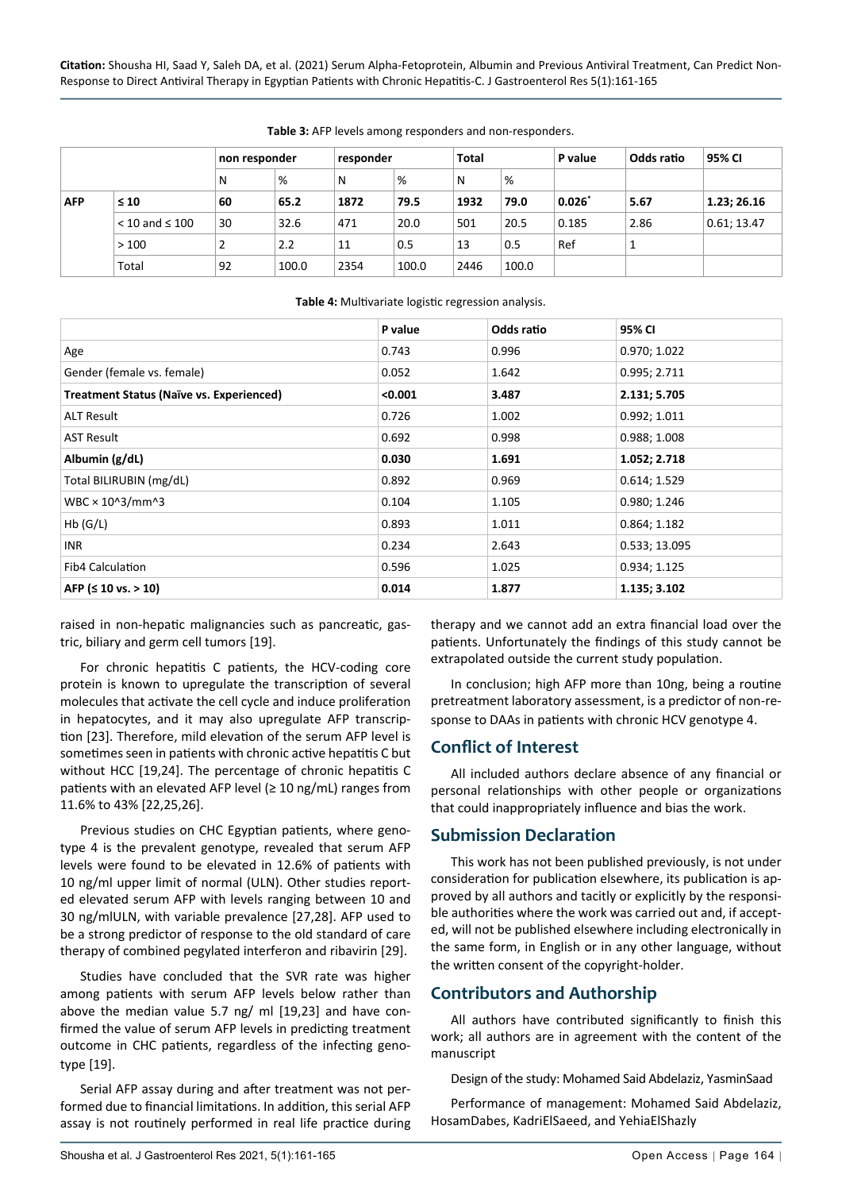**Table 3:** AFP levels among responders and non-responders.

| | | non responder | | responder | | Total | | P value | Odds ratio | 95% CI |
|---|---|---|---|---|---|---|---|---|---|---|
| | | N | % | N | % | N | % | | | |
| **AFP** | **≤ 10** | **60** | **65.2** | **1872** | **79.5** | **1932** | **79.0** | **0.026*** | **5.67** | **1.23; 26.16** |
| | < 10 and ≤ 100 | 30 | 32.6 | 471 | 20.0 | 501 | 20.5 | 0.185 | 2.86 | 0.61; 13.47 |
| | > 100 | 2 | 2.2 | 11 | 0.5 | 13 | 0.5 | Ref | 1 | |
| | Total | 92 | 100.0 | 2354 | 100.0 | 2446 | 100.0 | | | |

**Table 4:** Multivariate logistic regression analysis.

| | P value | Odds ratio | 95% CI |
|---|---|---|---|
| Age | 0.743 | 0.996 | 0.970; 1.022 |
| Gender (female vs. female) | 0.052 | 1.642 | 0.995; 2.711 |
| **Treatment Status (Naïve vs. Experienced)** | **<0.001** | **3.487** | **2.131; 5.705** |
| ALT Result | 0.726 | 1.002 | 0.992; 1.011 |
| AST Result | 0.692 | 0.998 | 0.988; 1.008 |
| **Albumin (g/dL)** | **0.030** | **1.691** | **1.052; 2.718** |
| Total BILIRUBIN (mg/dL) | 0.892 | 0.969 | 0.614; 1.529 |
| WBC × 10^3/mm^3 | 0.104 | 1.105 | 0.980; 1.246 |
| Hb (G/L) | 0.893 | 1.011 | 0.864; 1.182 |
| INR | 0.234 | 2.643 | 0.533; 13.095 |
| Fib4 Calculation | 0.596 | 1.025 | 0.934; 1.125 |
| **AFP (≤ 10 vs. > 10)** | **0.014** | **1.877** | **1.135; 3.102** |

raised in non-hepatic malignancies such as pancreatic, gastric, biliary and germ cell tumors [19].

For chronic hepatitis C patients, the HCV-coding core protein is known to upregulate the transcription of several molecules that activate the cell cycle and induce proliferation in hepatocytes, and it may also upregulate AFP transcription [23]. Therefore, mild elevation of the serum AFP level is sometimes seen in patients with chronic active hepatitis C but without HCC [19,24]. The percentage of chronic hepatitis C patients with an elevated AFP level (≥ 10 ng/mL) ranges from 11.6% to 43% [22,25,26].

Previous studies on CHC Egyptian patients, where genotype 4 is the prevalent genotype, revealed that serum AFP levels were found to be elevated in 12.6% of patients with 10 ng/ml upper limit of normal (ULN). Other studies reported elevated serum AFP with levels ranging between 10 and 30 ng/mlULN, with variable prevalence [27,28]. AFP used to be a strong predictor of response to the old standard of care therapy of combined pegylated interferon and ribavirin [29].

Studies have concluded that the SVR rate was higher among patients with serum AFP levels below rather than above the median value 5.7 ng/ ml [19,23] and have confirmed the value of serum AFP levels in predicting treatment outcome in CHC patients, regardless of the infecting genotype [19].

Serial AFP assay during and after treatment was not performed due to financial limitations. In addition, this serial AFP assay is not routinely performed in real life practice during therapy and we cannot add an extra financial load over the patients. Unfortunately the findings of this study cannot be extrapolated outside the current study population.

In conclusion; high AFP more than 10ng, being a routine pretreatment laboratory assessment, is a predictor of non-response to DAAs in patients with chronic HCV genotype 4.

## Conflict of Interest

All included authors declare absence of any financial or personal relationships with other people or organizations that could inappropriately influence and bias the work.

## Submission Declaration

This work has not been published previously, is not under consideration for publication elsewhere, its publication is approved by all authors and tacitly or explicitly by the responsible authorities where the work was carried out and, if accepted, will not be published elsewhere including electronically in the same form, in English or in any other language, without the written consent of the copyright-holder.

## Contributors and Authorship

All authors have contributed significantly to finish this work; all authors are in agreement with the content of the manuscript

Design of the study: Mohamed Said Abdelaziz, YasminSaad

Performance of management: Mohamed Said Abdelaziz, HosamDabes, KadriElSaeed, and YehiaElShazly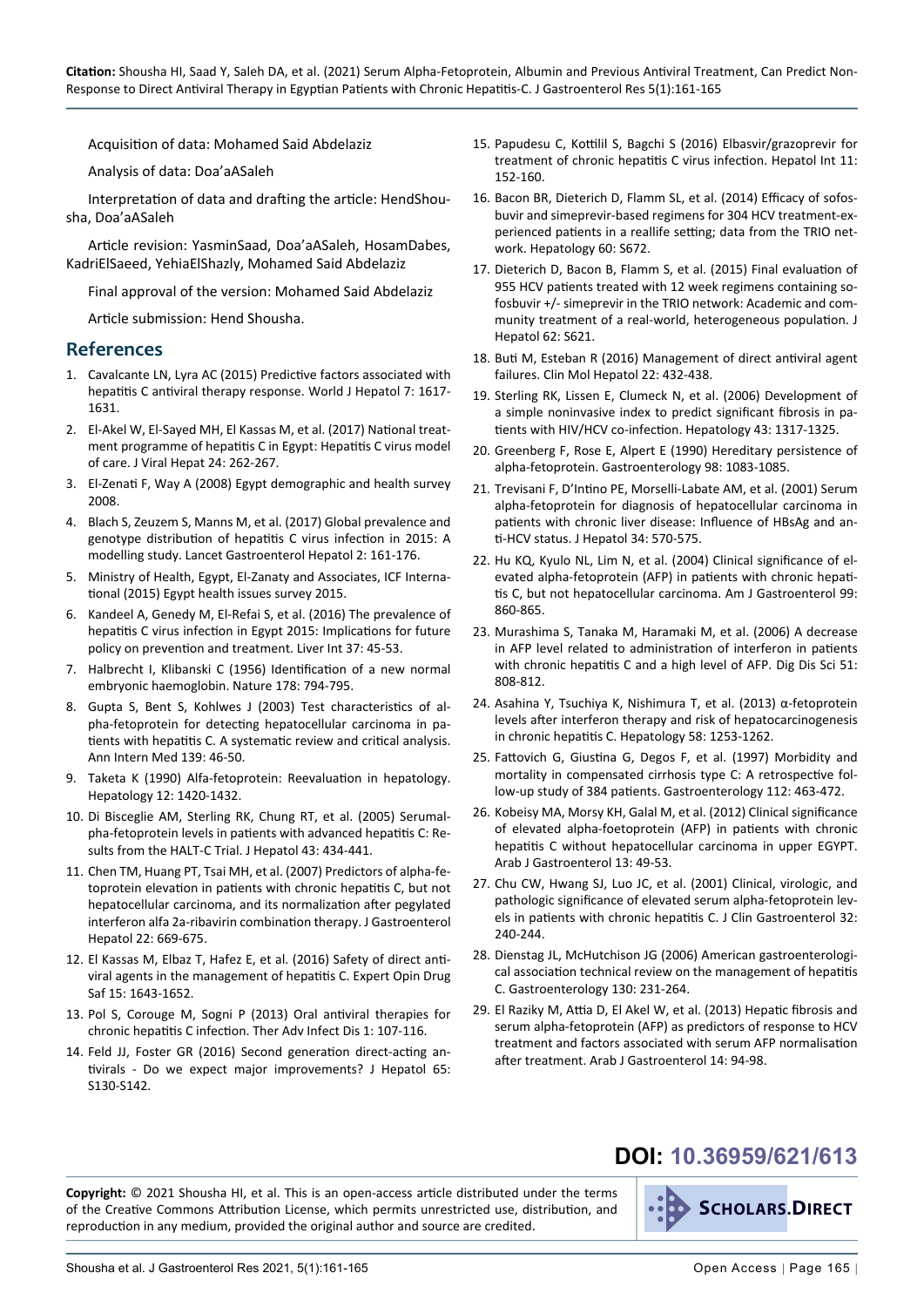Acquisition of data: Mohamed Said Abdelaziz

Analysis of data: Doa'aASaleh

Interpretation of data and drafting the article: HendShousha, Doa'aASaleh

Article revision: YasminSaad, Doa'aASaleh, HosamDabes, KadriElSaeed, YehiaElShazly, Mohamed Said Abdelaziz

Final approval of the version: Mohamed Said Abdelaziz

Article submission: Hend Shousha.

## References

1. Cavalcante LN, Lyra AC (2015) Predictive factors associated with hepatitis C antiviral therapy response. World J Hepatol 7: 1617-1631.
2. El-Akel W, El-Sayed MH, El Kassas M, et al. (2017) National treatment programme of hepatitis C in Egypt: Hepatitis C virus model of care. J Viral Hepat 24: 262-267.
3. El-Zenati F, Way A (2008) Egypt demographic and health survey 2008.
4. Blach S, Zeuzem S, Manns M, et al. (2017) Global prevalence and genotype distribution of hepatitis C virus infection in 2015: A modelling study. Lancet Gastroenterol Hepatol 2: 161-176.
5. Ministry of Health, Egypt, El-Zanaty and Associates, ICF International (2015) Egypt health issues survey 2015.
6. Kandeel A, Genedy M, El-Refai S, et al. (2016) The prevalence of hepatitis C virus infection in Egypt 2015: Implications for future policy on prevention and treatment. Liver Int 37: 45-53.
7. Halbrecht I, Klibanski C (1956) Identification of a new normal embryonic haemoglobin. Nature 178: 794-795.
8. Gupta S, Bent S, Kohlwes J (2003) Test characteristics of alpha-fetoprotein for detecting hepatocellular carcinoma in patients with hepatitis C. A systematic review and critical analysis. Ann Intern Med 139: 46-50.
9. Taketa K (1990) Alfa-fetoprotein: Reevaluation in hepatology. Hepatology 12: 1420-1432.
10. Di Bisceglie AM, Sterling RK, Chung RT, et al. (2005) Serumalpha-fetoprotein levels in patients with advanced hepatitis C: Results from the HALT-C Trial. J Hepatol 43: 434-441.
11. Chen TM, Huang PT, Tsai MH, et al. (2007) Predictors of alpha-fetoprotein elevation in patients with chronic hepatitis C, but not hepatocellular carcinoma, and its normalization after pegylated interferon alfa 2a-ribavirin combination therapy. J Gastroenterol Hepatol 22: 669-675.
12. El Kassas M, Elbaz T, Hafez E, et al. (2016) Safety of direct antiviral agents in the management of hepatitis C. Expert Opin Drug Saf 15: 1643-1652.
13. Pol S, Corouge M, Sogni P (2013) Oral antiviral therapies for chronic hepatitis C infection. Ther Adv Infect Dis 1: 107-116.
14. Feld JJ, Foster GR (2016) Second generation direct-acting antivirals - Do we expect major improvements? J Hepatol 65: S130-S142.
15. Papudesu C, Kottilil S, Bagchi S (2016) Elbasvir/grazoprevir for treatment of chronic hepatitis C virus infection. Hepatol Int 11: 152-160.
16. Bacon BR, Dieterich D, Flamm SL, et al. (2014) Efficacy of sofosbuvir and simeprevir-based regimens for 304 HCV treatment-experienced patients in a reallife setting; data from the TRIO network. Hepatology 60: S672.
17. Dieterich D, Bacon B, Flamm S, et al. (2015) Final evaluation of 955 HCV patients treated with 12 week regimens containing sofosbuvir +/- simeprevir in the TRIO network: Academic and community treatment of a real-world, heterogeneous population. J Hepatol 62: S621.
18. Buti M, Esteban R (2016) Management of direct antiviral agent failures. Clin Mol Hepatol 22: 432-438.
19. Sterling RK, Lissen E, Clumeck N, et al. (2006) Development of a simple noninvasive index to predict significant fibrosis in patients with HIV/HCV co-infection. Hepatology 43: 1317-1325.
20. Greenberg F, Rose E, Alpert E (1990) Hereditary persistence of alpha-fetoprotein. Gastroenterology 98: 1083-1085.
21. Trevisani F, D'Intino PE, Morselli-Labate AM, et al. (2001) Serum alpha-fetoprotein for diagnosis of hepatocellular carcinoma in patients with chronic liver disease: Influence of HBsAg and anti-HCV status. J Hepatol 34: 570-575.
22. Hu KQ, Kyulo NL, Lim N, et al. (2004) Clinical significance of elevated alpha-fetoprotein (AFP) in patients with chronic hepatitis C, but not hepatocellular carcinoma. Am J Gastroenterol 99: 860-865.
23. Murashima S, Tanaka M, Haramaki M, et al. (2006) A decrease in AFP level related to administration of interferon in patients with chronic hepatitis C and a high level of AFP. Dig Dis Sci 51: 808-812.
24. Asahina Y, Tsuchiya K, Nishimura T, et al. (2013) α-fetoprotein levels after interferon therapy and risk of hepatocarcinogenesis in chronic hepatitis C. Hepatology 58: 1253-1262.
25. Fattovich G, Giustina G, Degos F, et al. (1997) Morbidity and mortality in compensated cirrhosis type C: A retrospective follow-up study of 384 patients. Gastroenterology 112: 463-472.
26. Kobeisy MA, Morsy KH, Galal M, et al. (2012) Clinical significance of elevated alpha-foetoprotein (AFP) in patients with chronic hepatitis C without hepatocellular carcinoma in upper EGYPT. Arab J Gastroenterol 13: 49-53.
27. Chu CW, Hwang SJ, Luo JC, et al. (2001) Clinical, virologic, and pathologic significance of elevated serum alpha-fetoprotein levels in patients with chronic hepatitis C. J Clin Gastroenterol 32: 240-244.
28. Dienstag JL, McHutchison JG (2006) American gastroenterological association technical review on the management of hepatitis C. Gastroenterology 130: 231-264.
29. El Raziky M, Attia D, El Akel W, et al. (2013) Hepatic fibrosis and serum alpha-fetoprotein (AFP) as predictors of response to HCV treatment and factors associated with serum AFP normalisation after treatment. Arab J Gastroenterol 14: 94-98.

**DOI: 10.36959/621/613**

**Copyright:** © 2021 Shousha HI, et al. This is an open-access article distributed under the terms of the Creative Commons Attribution License, which permits unrestricted use, distribution, and reproduction in any medium, provided the original author and source are credited.